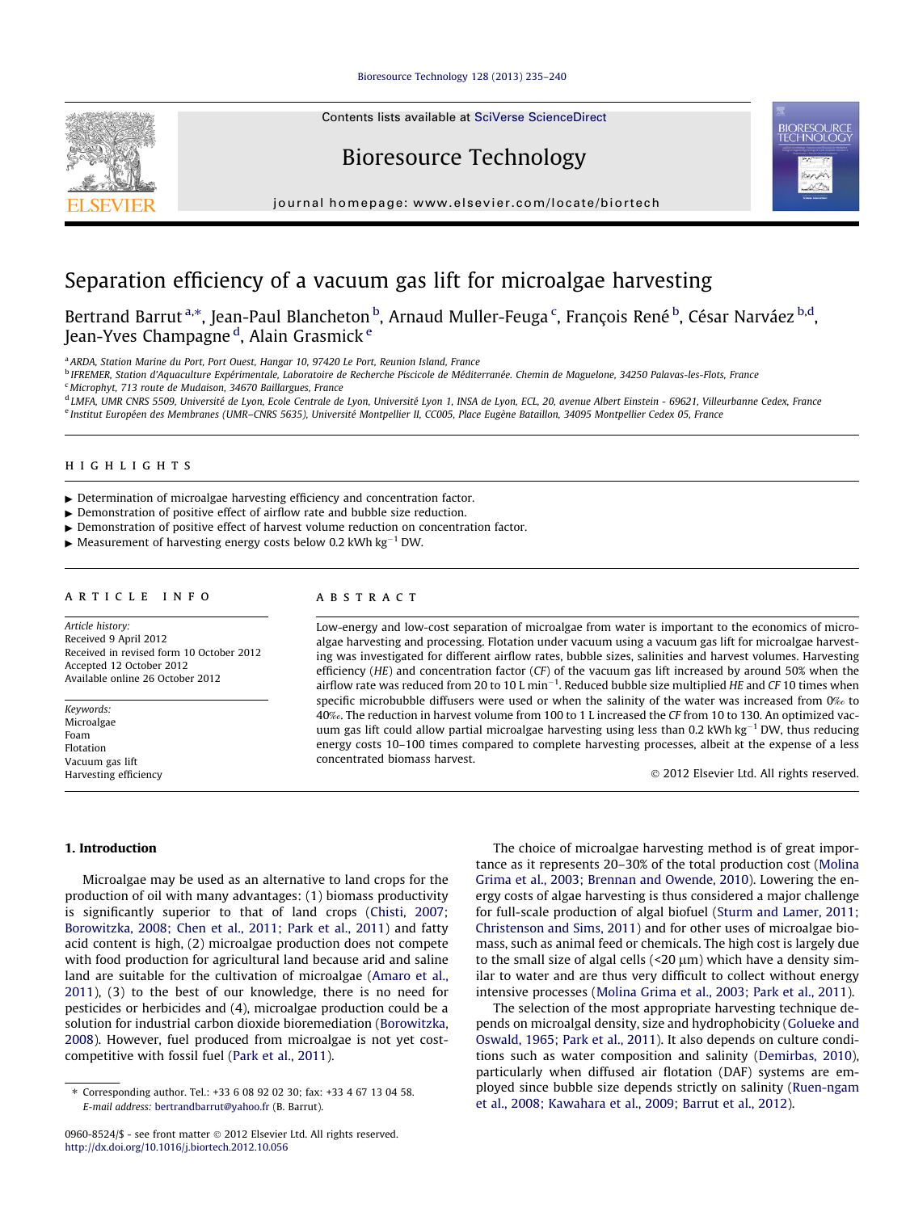# Separation efficiency of a vacuum gas lift for microalgae harvesting

Bertrand Barrut [a,*], Jean-Paul Blancheton [b], Arnaud Muller-Feuga [c], François René [b], César Narváez [b,d], Jean-Yves Champagne [d], Alain Grasmick [e]

[a] ARDA, Station Marine du Port, Port Ouest, Hangar 10, 97420 Le Port, Reunion Island, France
[b] IFREMER, Station d'Aquaculture Expérimentale, Laboratoire de Recherche Piscicole de Méditerranée. Chemin de Maguelone, 34250 Palavas-les-Flots, France
[c] Microphyt, 713 route de Mudaison, 34670 Baillargues, France
[d] LMFA, UMR CNRS 5509, Université de Lyon, Ecole Centrale de Lyon, Université Lyon 1, INSA de Lyon, ECL, 20, avenue Albert Einstein - 69621, Villeurbanne Cedex, France
[e] Institut Européen des Membranes (UMR–CNRS 5635), Université Montpellier II, CC005, Place Eugène Bataillon, 34095 Montpellier Cedex 05, France

## HIGHLIGHTS

- Determination of microalgae harvesting efficiency and concentration factor.
- Demonstration of positive effect of airflow rate and bubble size reduction.
- Demonstration of positive effect of harvest volume reduction on concentration factor.
- Measurement of harvesting energy costs below 0.2 kWh $kg^{-1}$ DW.

## ARTICLE INFO

*Article history:*
Received 9 April 2012
Received in revised form 10 October 2012
Accepted 12 October 2012
Available online 26 October 2012

*Keywords:*
Microalgae
Foam
Flotation
Vacuum gas lift
Harvesting efficiency

## ABSTRACT

Low-energy and low-cost separation of microalgae from water is important to the economics of microalgae harvesting and processing. Flotation under vacuum using a vacuum gas lift for microalgae harvesting was investigated for different airflow rates, bubble sizes, salinities and harvest volumes. Harvesting efficiency (*HE*) and concentration factor (*CF*) of the vacuum gas lift increased by around 50% when the airflow rate was reduced from 20 to 10 L $min^{-1}$. Reduced bubble size multiplied *HE* and *CF* 10 times when specific microbubble diffusers were used or when the salinity of the water was increased from 0‰ to 40‰. The reduction in harvest volume from 100 to 1 L increased the *CF* from 10 to 130. An optimized vacuum gas lift could allow partial microalgae harvesting using less than 0.2 kWh $kg^{-1}$ DW, thus reducing energy costs 10–100 times compared to complete harvesting processes, albeit at the expense of a less concentrated biomass harvest.

© 2012 Elsevier Ltd. All rights reserved.

## 1. Introduction

Microalgae may be used as an alternative to land crops for the production of oil with many advantages: (1) biomass productivity is significantly superior to that of land crops (Chisti, 2007; Borowitzka, 2008; Chen et al., 2011; Park et al., 2011) and fatty acid content is high, (2) microalgae production does not compete with food production for agricultural land because arid and saline land are suitable for the cultivation of microalgae (Amaro et al., 2011), (3) to the best of our knowledge, there is no need for pesticides or herbicides and (4), microalgae production could be a solution for industrial carbon dioxide bioremediation (Borowitzka, 2008). However, fuel produced from microalgae is not yet cost-competitive with fossil fuel (Park et al., 2011).

The choice of microalgae harvesting method is of great importance as it represents 20–30% of the total production cost (Molina Grima et al., 2003; Brennan and Owende, 2010). Lowering the energy costs of algae harvesting is thus considered a major challenge for full-scale production of algal biofuel (Sturm and Lamer, 2011; Christenson and Sims, 2011) and for other uses of microalgae biomass, such as animal feed or chemicals. The high cost is largely due to the small size of algal cells (<20 μm) which have a density similar to water and are thus very difficult to collect without energy intensive processes (Molina Grima et al., 2003; Park et al., 2011).

The selection of the most appropriate harvesting technique depends on microalgal density, size and hydrophobicity (Golueke and Oswald, 1965; Park et al., 2011). It also depends on culture conditions such as water composition and salinity (Demirbas, 2010), particularly when diffused air flotation (DAF) systems are employed since bubble size depends strictly on salinity (Ruen-ngam et al., 2008; Kawahara et al., 2009; Barrut et al., 2012).

\* Corresponding author. Tel.: +33 6 08 92 02 30; fax: +33 4 67 13 04 58.
*E-mail address:* bertrandbarrut@yahoo.fr (B. Barrut).

0960-8524/$ - see front matter © 2012 Elsevier Ltd. All rights reserved.
http://dx.doi.org/10.1016/j.biortech.2012.10.056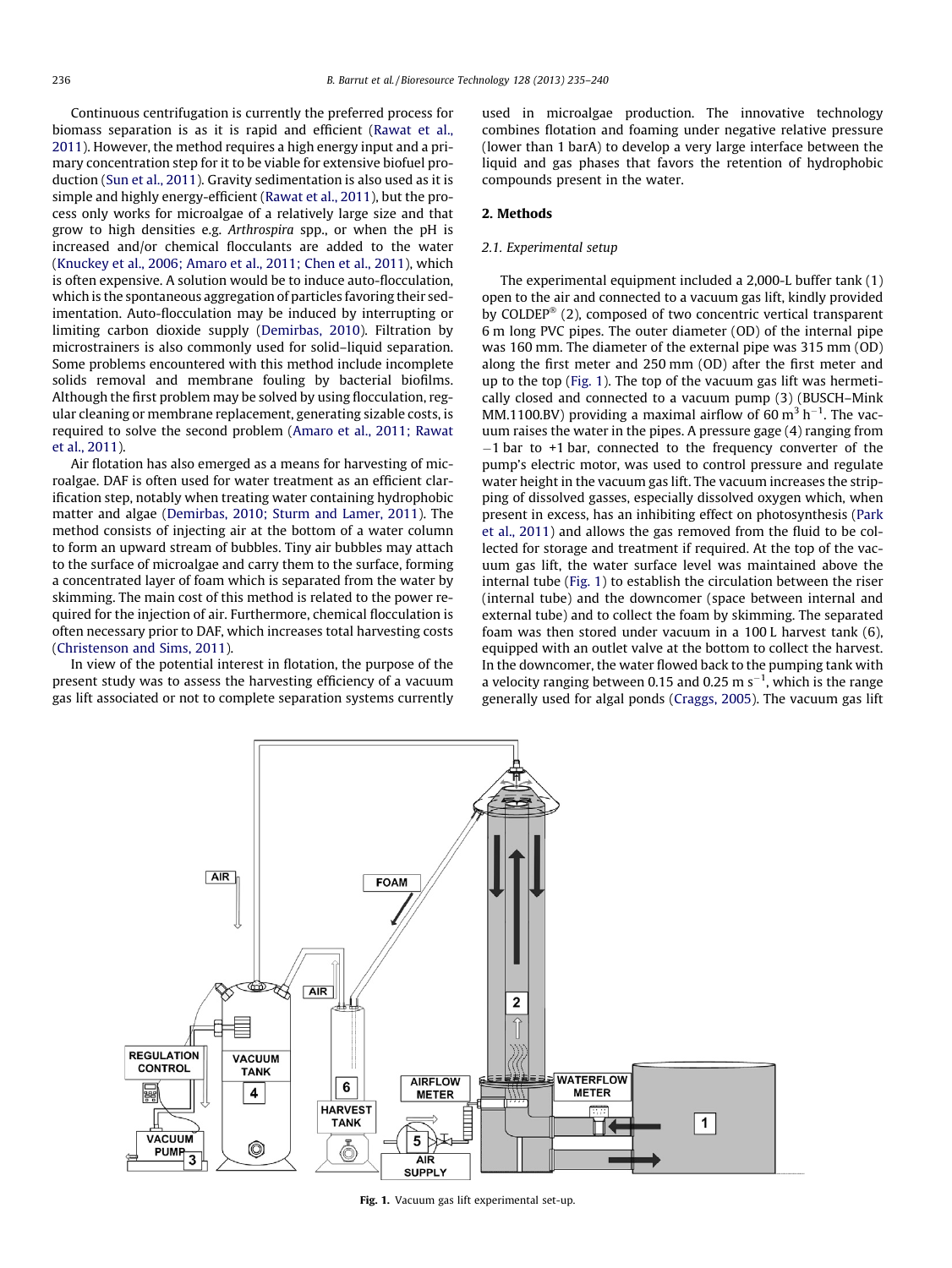Continuous centrifugation is currently the preferred process for biomass separation is as it is rapid and efficient (Rawat et al., 2011). However, the method requires a high energy input and a primary concentration step for it to be viable for extensive biofuel production (Sun et al., 2011). Gravity sedimentation is also used as it is simple and highly energy-efficient (Rawat et al., 2011), but the process only works for microalgae of a relatively large size and that grow to high densities e.g. *Arthrospira* spp., or when the pH is increased and/or chemical flocculants are added to the water (Knuckey et al., 2006; Amaro et al., 2011; Chen et al., 2011), which is often expensive. A solution would be to induce auto-flocculation, which is the spontaneous aggregation of particles favoring their sedimentation. Auto-flocculation may be induced by interrupting or limiting carbon dioxide supply (Demirbas, 2010). Filtration by microstrainers is also commonly used for solid–liquid separation. Some problems encountered with this method include incomplete solids removal and membrane fouling by bacterial biofilms. Although the first problem may be solved by using flocculation, regular cleaning or membrane replacement, generating sizable costs, is required to solve the second problem (Amaro et al., 2011; Rawat et al., 2011).

Air flotation has also emerged as a means for harvesting of microalgae. DAF is often used for water treatment as an efficient clarification step, notably when treating water containing hydrophobic matter and algae (Demirbas, 2010; Sturm and Lamer, 2011). The method consists of injecting air at the bottom of a water column to form an upward stream of bubbles. Tiny air bubbles may attach to the surface of microalgae and carry them to the surface, forming a concentrated layer of foam which is separated from the water by skimming. The main cost of this method is related to the power required for the injection of air. Furthermore, chemical flocculation is often necessary prior to DAF, which increases total harvesting costs (Christenson and Sims, 2011).

In view of the potential interest in flotation, the purpose of the present study was to assess the harvesting efficiency of a vacuum gas lift associated or not to complete separation systems currently used in microalgae production. The innovative technology combines flotation and foaming under negative relative pressure (lower than 1 barA) to develop a very large interface between the liquid and gas phases that favors the retention of hydrophobic compounds present in the water.

## 2. Methods

### 2.1. Experimental setup

The experimental equipment included a 2,000-L buffer tank (1) open to the air and connected to a vacuum gas lift, kindly provided by COLDEP® (2), composed of two concentric vertical transparent 6 m long PVC pipes. The outer diameter (OD) of the internal pipe was 160 mm. The diameter of the external pipe was 315 mm (OD) along the first meter and 250 mm (OD) after the first meter and up to the top (Fig. 1). The top of the vacuum gas lift was hermetically closed and connected to a vacuum pump (3) (BUSCH–Mink MM.1100.BV) providing a maximal airflow of 60 $m^3\ h^{-1}$. The vacuum raises the water in the pipes. A pressure gage (4) ranging from −1 bar to +1 bar, connected to the frequency converter of the pump's electric motor, was used to control pressure and regulate water height in the vacuum gas lift. The vacuum increases the stripping of dissolved gasses, especially dissolved oxygen which, when present in excess, has an inhibiting effect on photosynthesis (Park et al., 2011) and allows the gas removed from the fluid to be collected for storage and treatment if required. At the top of the vacuum gas lift, the water surface level was maintained above the internal tube (Fig. 1) to establish the circulation between the riser (internal tube) and the downcomer (space between internal and external tube) and to collect the foam by skimming. The separated foam was then stored under vacuum in a 100 L harvest tank (6), equipped with an outlet valve at the bottom to collect the harvest. In the downcomer, the water flowed back to the pumping tank with a velocity ranging between 0.15 and 0.25 $m\ s^{-1}$, which is the range generally used for algal ponds (Craggs, 2005). The vacuum gas lift

Fig. 1. Vacuum gas lift experimental set-up.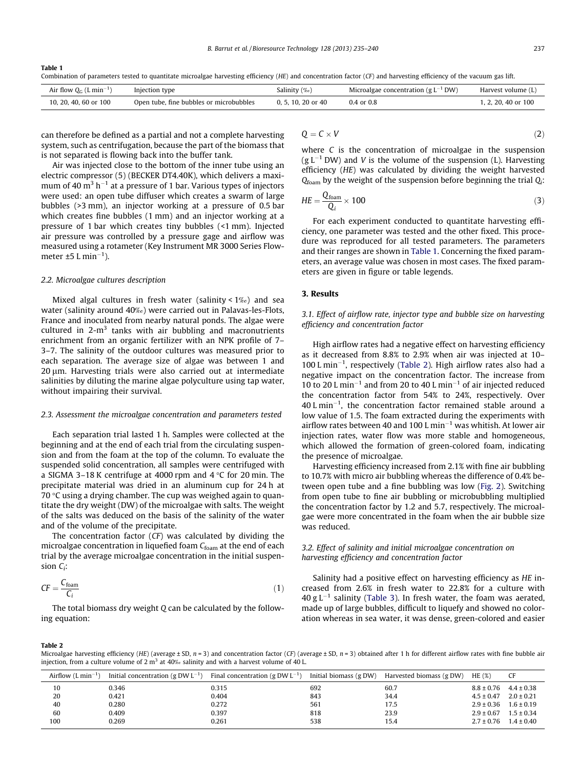Table 1
Combination of parameters tested to quantitate microalgae harvesting efficiency (*HE*) and concentration factor (*CF*) and harvesting efficiency of the vacuum gas lift.

| Air flow $Q_G$ (L min$^{-1}$) | Injection type | Salinity (‰) | Microalgae concentration (g L$^{-1}$ DW) | Harvest volume (L) |
|---|---|---|---|---|
| 10, 20, 40, 60 or 100 | Open tube, fine bubbles or microbubbles | 0, 5, 10, 20 or 40 | 0.4 or 0.8 | 1, 2, 20, 40 or 100 |

can therefore be defined as a partial and not a complete harvesting system, such as centrifugation, because the part of the biomass that is not separated is flowing back into the buffer tank.

Air was injected close to the bottom of the inner tube using an electric compressor (5) (BECKER DT4.40K), which delivers a maximum of 40 m$^3$ h$^{-1}$ at a pressure of 1 bar. Various types of injectors were used: an open tube diffuser which creates a swarm of large bubbles (>3 mm), an injector working at a pressure of 0.5 bar which creates fine bubbles (1 mm) and an injector working at a pressure of 1 bar which creates tiny bubbles (<1 mm). Injected air pressure was controlled by a pressure gage and airflow was measured using a rotameter (Key Instrument MR 3000 Series Flowmeter ±5 L min$^{-1}$).

### 2.2. Microalgae cultures description

Mixed algal cultures in fresh water (salinity < 1‰) and sea water (salinity around 40‰) were carried out in Palavas-les-Flots, France and inoculated from nearby natural ponds. The algae were cultured in 2-m$^3$ tanks with air bubbling and macronutrients enrichment from an organic fertilizer with an NPK profile of 7–3–7. The salinity of the outdoor cultures was measured prior to each separation. The average size of algae was between 1 and 20 µm. Harvesting trials were also carried out at intermediate salinities by diluting the marine algae polyculture using tap water, without impairing their survival.

### 2.3. Assessment the microalgae concentration and parameters tested

Each separation trial lasted 1 h. Samples were collected at the beginning and at the end of each trial from the circulating suspension and from the foam at the top of the column. To evaluate the suspended solid concentration, all samples were centrifuged with a SIGMA 3–18 K centrifuge at 4000 rpm and 4 °C for 20 min. The precipitate material was dried in an aluminum cup for 24 h at 70 °C using a drying chamber. The cup was weighed again to quantitate the dry weight (DW) of the microalgae with salts. The weight of the salts was deduced on the basis of the salinity of the water and of the volume of the precipitate.

The concentration factor (*CF*) was calculated by dividing the microalgae concentration in liquefied foam $C_{foam}$ at the end of each trial by the average microalgae concentration in the initial suspension $C_i$:

$$CF = \frac{C_{foam}}{C_i} \tag{1}$$

The total biomass dry weight $Q$ can be calculated by the following equation:

$$Q = C \times V \tag{2}$$

where $C$ is the concentration of microalgae in the suspension (g L$^{-1}$ DW) and $V$ is the volume of the suspension (L). Harvesting efficiency (*HE*) was calculated by dividing the weight harvested $Q_{foam}$ by the weight of the suspension before beginning the trial $Q_i$:

$$HE = \frac{Q_{foam}}{Q_i} \times 100 \tag{3}$$

For each experiment conducted to quantitate harvesting efficiency, one parameter was tested and the other fixed. This procedure was reproduced for all tested parameters. The parameters and their ranges are shown in Table 1. Concerning the fixed parameters, an average value was chosen in most cases. The fixed parameters are given in figure or table legends.

## 3. Results

### 3.1. Effect of airflow rate, injector type and bubble size on harvesting efficiency and concentration factor

High airflow rates had a negative effect on harvesting efficiency as it decreased from 8.8% to 2.9% when air was injected at 10–100 L min$^{-1}$, respectively (Table 2). High airflow rates also had a negative impact on the concentration factor. The increase from 10 to 20 L min$^{-1}$ and from 20 to 40 L min$^{-1}$ of air injected reduced the concentration factor from 54% to 24%, respectively. Over 40 L min$^{-1}$, the concentration factor remained stable around a low value of 1.5. The foam extracted during the experiments with airflow rates between 40 and 100 L min$^{-1}$ was whitish. At lower air injection rates, water flow was more stable and homogeneous, which allowed the formation of green-colored foam, indicating the presence of microalgae.

Harvesting efficiency increased from 2.1% with fine air bubbling to 10.7% with micro air bubbling whereas the difference of 0.4% between open tube and a fine bubbling was low (Fig. 2). Switching from open tube to fine air bubbling or microbubbling multiplied the concentration factor by 1.2 and 5.7, respectively. The microalgae were more concentrated in the foam when the air bubble size was reduced.

### 3.2. Effect of salinity and initial microalgae concentration on harvesting efficiency and concentration factor

Salinity had a positive effect on harvesting efficiency as *HE* increased from 2.6% in fresh water to 22.8% for a culture with 40 g L$^{-1}$ salinity (Table 3). In fresh water, the foam was aerated, made up of large bubbles, difficult to liquefy and showed no coloration whereas in sea water, it was dense, green-colored and easier

Table 2
Microalgae harvesting efficiency (*HE*) (average ± SD, $n$ = 3) and concentration factor (*CF*) (average ± SD, $n$ = 3) obtained after 1 h for different airflow rates with fine bubble air injection, from a culture volume of 2 m$^3$ at 40‰ salinity and with a harvest volume of 40 L.

| Airflow (L min$^{-1}$) | Initial concentration (g DW L$^{-1}$) | Final concentration (g DW L$^{-1}$) | Initial biomass (g DW) | Harvested biomass (g DW) | HE (%) | CF |
|---|---|---|---|---|---|---|
| 10 | 0.346 | 0.315 | 692 | 60.7 | 8.8 ± 0.76 | 4.4 ± 0.38 |
| 20 | 0.421 | 0.404 | 843 | 34.4 | 4.5 ± 0.47 | 2.0 ± 0.21 |
| 40 | 0.280 | 0.272 | 561 | 17.5 | 2.9 ± 0.36 | 1.6 ± 0.19 |
| 60 | 0.409 | 0.397 | 818 | 23.9 | 2.9 ± 0.67 | 1.5 ± 0.34 |
| 100 | 0.269 | 0.261 | 538 | 15.4 | 2.7 ± 0.76 | 1.4 ± 0.40 |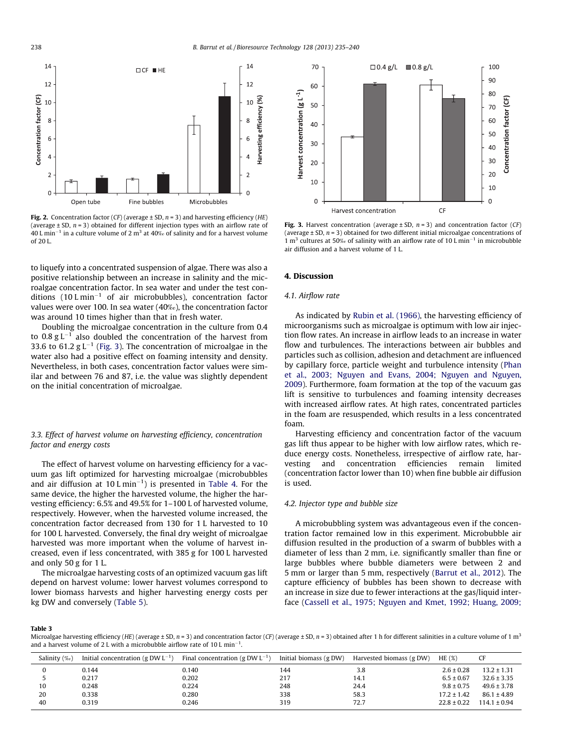Fig. 2. Concentration factor (*CF*) (average ± SD, $n = 3$) and harvesting efficiency (*HE*) (average ± SD, $n = 3$) obtained for different injection types with an airflow rate of 40 L min$^{-1}$ in a culture volume of 2 m$^3$ at 40‰ of salinity and for a harvest volume of 20 L.

Fig. 3. Harvest concentration (average ± SD, $n = 3$) and concentration factor (*CF*) (average ± SD, $n = 3$) obtained for two different initial microalgae concentrations of 1 m$^3$ cultures at 50‰ of salinity with an airflow rate of 10 L min$^{-1}$ in microbubble air diffusion and a harvest volume of 1 L.

to liquefy into a concentrated suspension of algae. There was also a positive relationship between an increase in salinity and the microalgae concentration factor. In sea water and under the test conditions (10 L min$^{-1}$ of air microbubbles), concentration factor values were over 100. In sea water (40‰), the concentration factor was around 10 times higher than that in fresh water.

Doubling the microalgae concentration in the culture from 0.4 to 0.8 g L$^{-1}$ also doubled the concentration of the harvest from 33.6 to 61.2 g L$^{-1}$ (Fig. 3). The concentration of microalgae in the water also had a positive effect on foaming intensity and density. Nevertheless, in both cases, concentration factor values were similar and between 76 and 87, i.e. the value was slightly dependent on the initial concentration of microalgae.

### 3.3. Effect of harvest volume on harvesting efficiency, concentration factor and energy costs

The effect of harvest volume on harvesting efficiency for a vacuum gas lift optimized for harvesting microalgae (microbubbles and air diffusion at 10 L min$^{-1}$) is presented in Table 4. For the same device, the higher the harvested volume, the higher the harvesting efficiency: 6.5% and 49.5% for 1–100 L of harvested volume, respectively. However, when the harvested volume increased, the concentration factor decreased from 130 for 1 L harvested to 10 for 100 L harvested. Conversely, the final dry weight of microalgae harvested was more important when the volume of harvest increased, even if less concentrated, with 385 g for 100 L harvested and only 50 g for 1 L.

The microalgae harvesting costs of an optimized vacuum gas lift depend on harvest volume: lower harvest volumes correspond to lower biomass harvests and higher harvesting energy costs per kg DW and conversely (Table 5).

## 4. Discussion

### 4.1. Airflow rate

As indicated by Rubin et al. (1966), the harvesting efficiency of microorganisms such as microalgae is optimum with low air injection flow rates. An increase in airflow leads to an increase in water flow and turbulences. The interactions between air bubbles and particles such as collision, adhesion and detachment are influenced by capillary force, particle weight and turbulence intensity (Phan et al., 2003; Nguyen and Evans, 2004; Nguyen and Nguyen, 2009). Furthermore, foam formation at the top of the vacuum gas lift is sensitive to turbulences and foaming intensity decreases with increased airflow rates. At high rates, concentrated particles in the foam are resuspended, which results in a less concentrated foam.

Harvesting efficiency and concentration factor of the vacuum gas lift thus appear to be higher with low airflow rates, which reduce energy costs. Nonetheless, irrespective of airflow rate, harvesting and concentration efficiencies remain limited (concentration factor lower than 10) when fine bubble air diffusion is used.

### 4.2. Injector type and bubble size

A microbubbling system was advantageous even if the concentration factor remained low in this experiment. Microbubble air diffusion resulted in the production of a swarm of bubbles with a diameter of less than 2 mm, i.e. significantly smaller than fine or large bubbles where bubble diameters were between 2 and 5 mm or larger than 5 mm, respectively (Barrut et al., 2012). The capture efficiency of bubbles has been shown to decrease with an increase in size due to fewer interactions at the gas/liquid interface (Cassell et al., 1975; Nguyen and Kmet, 1992; Huang, 2009;

**Table 3**
Microalgae harvesting efficiency (*HE*) (average ± SD, $n = 3$) and concentration factor (*CF*) (average ± SD, $n = 3$) obtained after 1 h for different salinities in a culture volume of 1 m$^3$ and a harvest volume of 2 L with a microbubble airflow rate of 10 L min$^{-1}$.

| Salinity (‰) | Initial concentration (g DW L$^{-1}$) | Final concentration (g DW L$^{-1}$) | Initial biomass (g DW) | Harvested biomass (g DW) | HE (%) | CF |
|---|---|---|---|---|---|---|
| 0 | 0.144 | 0.140 | 144 | 3.8 | 2.6 ± 0.28 | 13.2 ± 1.31 |
| 5 | 0.217 | 0.202 | 217 | 14.1 | 6.5 ± 0.67 | 32.6 ± 3.35 |
| 10 | 0.248 | 0.224 | 248 | 24.4 | 9.8 ± 0.75 | 49.6 ± 3.78 |
| 20 | 0.338 | 0.280 | 338 | 58.3 | 17.2 ± 1.42 | 86.1 ± 4.89 |
| 40 | 0.319 | 0.246 | 319 | 72.7 | 22.8 ± 0.22 | 114.1 ± 0.94 |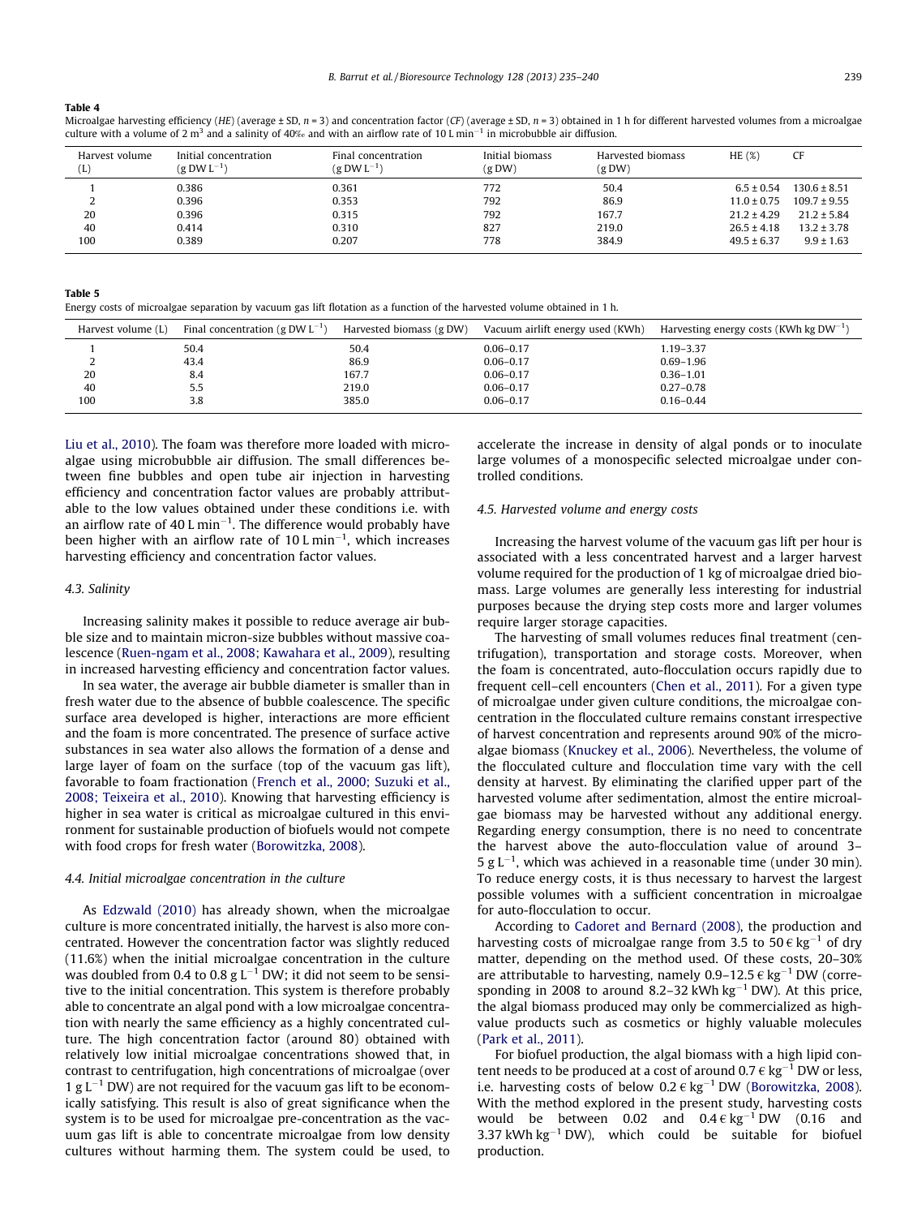**Table 4**
Microalgae harvesting efficiency (*HE*) (average ± SD, *n* = 3) and concentration factor (*CF*) (average ± SD, *n* = 3) obtained in 1 h for different harvested volumes from a microalgae culture with a volume of 2 $m^3$ and a salinity of 40‰ and with an airflow rate of 10 L $min^{-1}$ in microbubble air diffusion.

| Harvest volume (L) | Initial concentration (g DW $L^{-1}$) | Final concentration (g DW $L^{-1}$) | Initial biomass (g DW) | Harvested biomass (g DW) | HE (%) | CF |
|---|---|---|---|---|---|---|
| 1 | 0.386 | 0.361 | 772 | 50.4 | 6.5 ± 0.54 | 130.6 ± 8.51 |
| 2 | 0.396 | 0.353 | 792 | 86.9 | 11.0 ± 0.75 | 109.7 ± 9.55 |
| 20 | 0.396 | 0.315 | 792 | 167.7 | 21.2 ± 4.29 | 21.2 ± 5.84 |
| 40 | 0.414 | 0.310 | 827 | 219.0 | 26.5 ± 4.18 | 13.2 ± 3.78 |
| 100 | 0.389 | 0.207 | 778 | 384.9 | 49.5 ± 6.37 | 9.9 ± 1.63 |

**Table 5**
Energy costs of microalgae separation by vacuum gas lift flotation as a function of the harvested volume obtained in 1 h.

| Harvest volume (L) | Final concentration (g DW $L^{-1}$) | Harvested biomass (g DW) | Vacuum airlift energy used (KWh) | Harvesting energy costs (KWh kg $DW^{-1}$) |
|---|---|---|---|---|
| 1 | 50.4 | 50.4 | 0.06–0.17 | 1.19–3.37 |
| 2 | 43.4 | 86.9 | 0.06–0.17 | 0.69–1.96 |
| 20 | 8.4 | 167.7 | 0.06–0.17 | 0.36–1.01 |
| 40 | 5.5 | 219.0 | 0.06–0.17 | 0.27–0.78 |
| 100 | 3.8 | 385.0 | 0.06–0.17 | 0.16–0.44 |

Liu et al., 2010). The foam was therefore more loaded with microalgae using microbubble air diffusion. The small differences between fine bubbles and open tube air injection in harvesting efficiency and concentration factor values are probably attributable to the low values obtained under these conditions i.e. with an airflow rate of 40 L $min^{-1}$. The difference would probably have been higher with an airflow rate of 10 L $min^{-1}$, which increases harvesting efficiency and concentration factor values.

### 4.3. Salinity

Increasing salinity makes it possible to reduce average air bubble size and to maintain micron-size bubbles without massive coalescence (Ruen-ngam et al., 2008; Kawahara et al., 2009), resulting in increased harvesting efficiency and concentration factor values.

In sea water, the average air bubble diameter is smaller than in fresh water due to the absence of bubble coalescence. The specific surface area developed is higher, interactions are more efficient and the foam is more concentrated. The presence of surface active substances in sea water also allows the formation of a dense and large layer of foam on the surface (top of the vacuum gas lift), favorable to foam fractionation (French et al., 2000; Suzuki et al., 2008; Teixeira et al., 2010). Knowing that harvesting efficiency is higher in sea water is critical as microalgae cultured in this environment for sustainable production of biofuels would not compete with food crops for fresh water (Borowitzka, 2008).

### 4.4. Initial microalgae concentration in the culture

As Edzwald (2010) has already shown, when the microalgae culture is more concentrated initially, the harvest is also more concentrated. However the concentration factor was slightly reduced (11.6%) when the initial microalgae concentration in the culture was doubled from 0.4 to 0.8 g $L^{-1}$ DW; it did not seem to be sensitive to the initial concentration. This system is therefore probably able to concentrate an algal pond with a low microalgae concentration with nearly the same efficiency as a highly concentrated culture. The high concentration factor (around 80) obtained with relatively low initial microalgae concentrations showed that, in contrast to centrifugation, high concentrations of microalgae (over 1 g $L^{-1}$ DW) are not required for the vacuum gas lift to be economically satisfying. This result is also of great significance when the system is to be used for microalgae pre-concentration as the vacuum gas lift is able to concentrate microalgae from low density cultures without harming them. The system could be used, to accelerate the increase in density of algal ponds or to inoculate large volumes of a monospecific selected microalgae under controlled conditions.

### 4.5. Harvested volume and energy costs

Increasing the harvest volume of the vacuum gas lift per hour is associated with a less concentrated harvest and a larger harvest volume required for the production of 1 kg of microalgae dried biomass. Large volumes are generally less interesting for industrial purposes because the drying step costs more and larger volumes require larger storage capacities.

The harvesting of small volumes reduces final treatment (centrifugation), transportation and storage costs. Moreover, when the foam is concentrated, auto-flocculation occurs rapidly due to frequent cell–cell encounters (Chen et al., 2011). For a given type of microalgae under given culture conditions, the microalgae concentration in the flocculated culture remains constant irrespective of harvest concentration and represents around 90% of the microalgae biomass (Knuckey et al., 2006). Nevertheless, the volume of the flocculated culture and flocculation time vary with the cell density at harvest. By eliminating the clarified upper part of the harvested volume after sedimentation, almost the entire microalgae biomass may be harvested without any additional energy. Regarding energy consumption, there is no need to concentrate the harvest above the auto-flocculation value of around 3–5 g $L^{-1}$, which was achieved in a reasonable time (under 30 min). To reduce energy costs, it is thus necessary to harvest the largest possible volumes with a sufficient concentration in microalgae for auto-flocculation to occur.

According to Cadoret and Bernard (2008), the production and harvesting costs of microalgae range from 3.5 to 50 € $kg^{-1}$ of dry matter, depending on the method used. Of these costs, 20–30% are attributable to harvesting, namely 0.9–12.5 € $kg^{-1}$ DW (corresponding in 2008 to around 8.2–32 kWh $kg^{-1}$ DW). At this price, the algal biomass produced may only be commercialized as high-value products such as cosmetics or highly valuable molecules (Park et al., 2011).

For biofuel production, the algal biomass with a high lipid content needs to be produced at a cost of around 0.7 € $kg^{-1}$ DW or less, i.e. harvesting costs of below 0.2 € $kg^{-1}$ DW (Borowitzka, 2008). With the method explored in the present study, harvesting costs would be between 0.02 and 0.4 € $kg^{-1}$ DW (0.16 and 3.37 kWh $kg^{-1}$ DW), which could be suitable for biofuel production.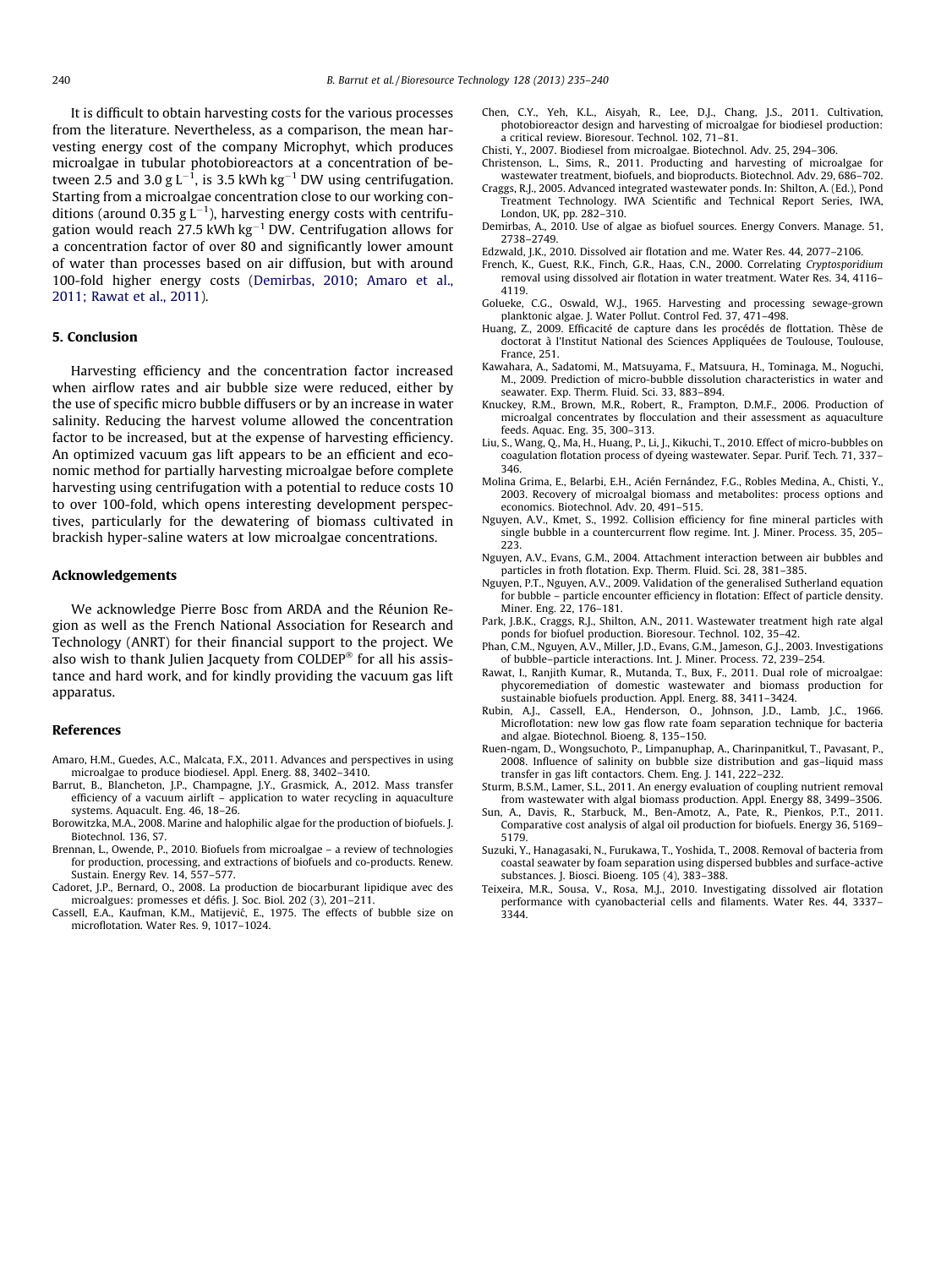It is difficult to obtain harvesting costs for the various processes from the literature. Nevertheless, as a comparison, the mean harvesting energy cost of the company Microphyt, which produces microalgae in tubular photobioreactors at a concentration of between 2.5 and 3.0 g $L^{-1}$, is 3.5 kWh $kg^{-1}$ DW using centrifugation. Starting from a microalgae concentration close to our working conditions (around 0.35 g $L^{-1}$), harvesting energy costs with centrifugation would reach 27.5 kWh $kg^{-1}$ DW. Centrifugation allows for a concentration factor of over 80 and significantly lower amount of water than processes based on air diffusion, but with around 100-fold higher energy costs (Demirbas, 2010; Amaro et al., 2011; Rawat et al., 2011).

## 5. Conclusion

Harvesting efficiency and the concentration factor increased when airflow rates and air bubble size were reduced, either by the use of specific micro bubble diffusers or by an increase in water salinity. Reducing the harvest volume allowed the concentration factor to be increased, but at the expense of harvesting efficiency. An optimized vacuum gas lift appears to be an efficient and economic method for partially harvesting microalgae before complete harvesting using centrifugation with a potential to reduce costs 10 to over 100-fold, which opens interesting development perspectives, particularly for the dewatering of biomass cultivated in brackish hyper-saline waters at low microalgae concentrations.

## Acknowledgements

We acknowledge Pierre Bosc from ARDA and the Réunion Region as well as the French National Association for Research and Technology (ANRT) for their financial support to the project. We also wish to thank Julien Jacquety from COLDEP® for all his assistance and hard work, and for kindly providing the vacuum gas lift apparatus.

## References

Amaro, H.M., Guedes, A.C., Malcata, F.X., 2011. Advances and perspectives in using microalgae to produce biodiesel. Appl. Energ. 88, 3402–3410.

Barrut, B., Blancheton, J.P., Champagne, J.Y., Grasmick, A., 2012. Mass transfer efficiency of a vacuum airlift – application to water recycling in aquaculture systems. Aquacult. Eng. 46, 18–26.

Borowitzka, M.A., 2008. Marine and halophilic algae for the production of biofuels. J. Biotechnol. 136, S7.

Brennan, L., Owende, P., 2010. Biofuels from microalgae – a review of technologies for production, processing, and extractions of biofuels and co-products. Renew. Sustain. Energy Rev. 14, 557–577.

Cadoret, J.P., Bernard, O., 2008. La production de biocarburant lipidique avec des microalgues: promesses et défis. J. Soc. Biol. 202 (3), 201–211.

Cassell, E.A., Kaufman, K.M., Matijević, E., 1975. The effects of bubble size on microflotation. Water Res. 9, 1017–1024.

Chen, C.Y., Yeh, K.L., Aisyah, R., Lee, D.J., Chang, J.S., 2011. Cultivation, photobioreactor design and harvesting of microalgae for biodiesel production: a critical review. Bioresour. Technol. 102, 71–81.

Chisti, Y., 2007. Biodiesel from microalgae. Biotechnol. Adv. 25, 294–306.

Christenson, L., Sims, R., 2011. Producting and harvesting of microalgae for wastewater treatment, biofuels, and bioproducts. Biotechnol. Adv. 29, 686–702.

Craggs, R.J., 2005. Advanced integrated wastewater ponds. In: Shilton, A. (Ed.), Pond Treatment Technology. IWA Scientific and Technical Report Series, IWA, London, UK, pp. 282–310.

Demirbas, A., 2010. Use of algae as biofuel sources. Energy Convers. Manage. 51, 2738–2749.

Edzwald, J.K., 2010. Dissolved air flotation and me. Water Res. 44, 2077–2106.

French, K., Guest, R.K., Finch, G.R., Haas, C.N., 2000. Correlating *Cryptosporidium* removal using dissolved air flotation in water treatment. Water Res. 34, 4116–4119.

Golueke, C.G., Oswald, W.J., 1965. Harvesting and processing sewage-grown planktonic algae. J. Water Pollut. Control Fed. 37, 471–498.

Huang, Z., 2009. Efficacité de capture dans les procédés de flottation. Thèse de doctorat à l'Institut National des Sciences Appliquées de Toulouse, Toulouse, France, 251.

Kawahara, A., Sadatomi, M., Matsuyama, F., Matsuura, H., Tominaga, M., Noguchi, M., 2009. Prediction of micro-bubble dissolution characteristics in water and seawater. Exp. Therm. Fluid. Sci. 33, 883–894.

Knuckey, R.M., Brown, M.R., Robert, R., Frampton, D.M.F., 2006. Production of microalgal concentrates by flocculation and their assessment as aquaculture feeds. Aquac. Eng. 35, 300–313.

Liu, S., Wang, Q., Ma, H., Huang, P., Li, J., Kikuchi, T., 2010. Effect of micro-bubbles on coagulation flotation process of dyeing wastewater. Separ. Purif. Tech. 71, 337–346.

Molina Grima, E., Belarbi, E.H., Acién Fernández, F.G., Robles Medina, A., Chisti, Y., 2003. Recovery of microalgal biomass and metabolites: process options and economics. Biotechnol. Adv. 20, 491–515.

Nguyen, A.V., Kmet, S., 1992. Collision efficiency for fine mineral particles with single bubble in a countercurrent flow regime. Int. J. Miner. Process. 35, 205–223.

Nguyen, A.V., Evans, G.M., 2004. Attachment interaction between air bubbles and particles in froth flotation. Exp. Therm. Fluid. Sci. 28, 381–385.

Nguyen, P.T., Nguyen, A.V., 2009. Validation of the generalised Sutherland equation for bubble – particle encounter efficiency in flotation: Effect of particle density. Miner. Eng. 22, 176–181.

Park, J.B.K., Craggs, R.J., Shilton, A.N., 2011. Wastewater treatment high rate algal ponds for biofuel production. Bioresour. Technol. 102, 35–42.

Phan, C.M., Nguyen, A.V., Miller, J.D., Evans, G.M., Jameson, G.J., 2003. Investigations of bubble–particle interactions. Int. J. Miner. Process. 72, 239–254.

Rawat, I., Ranjith Kumar, R., Mutanda, T., Bux, F., 2011. Dual role of microalgae: phycoremediation of domestic wastewater and biomass production for sustainable biofuels production. Appl. Energ. 88, 3411–3424.

Rubin, A.J., Cassell, E.A., Henderson, O., Johnson, J.D., Lamb, J.C., 1966. Microflotation: new low gas flow rate foam separation technique for bacteria and algae. Biotechnol. Bioeng. 8, 135–150.

Ruen-ngam, D., Wongsuchoto, P., Limpanuphap, A., Charinpanitkul, T., Pavasant, P., 2008. Influence of salinity on bubble size distribution and gas–liquid mass transfer in gas lift contactors. Chem. Eng. J. 141, 222–232.

Sturm, B.S.M., Lamer, S.L., 2011. An energy evaluation of coupling nutrient removal from wastewater with algal biomass production. Appl. Energy 88, 3499–3506.

Sun, A., Davis, R., Starbuck, M., Ben-Amotz, A., Pate, R., Pienkos, P.T., 2011. Comparative cost analysis of algal oil production for biofuels. Energy 36, 5169–5179.

Suzuki, Y., Hanagasaki, N., Furukawa, T., Yoshida, T., 2008. Removal of bacteria from coastal seawater by foam separation using dispersed bubbles and surface-active substances. J. Biosci. Bioeng. 105 (4), 383–388.

Teixeira, M.R., Sousa, V., Rosa, M.J., 2010. Investigating dissolved air flotation performance with cyanobacterial cells and filaments. Water Res. 44, 3337–3344.